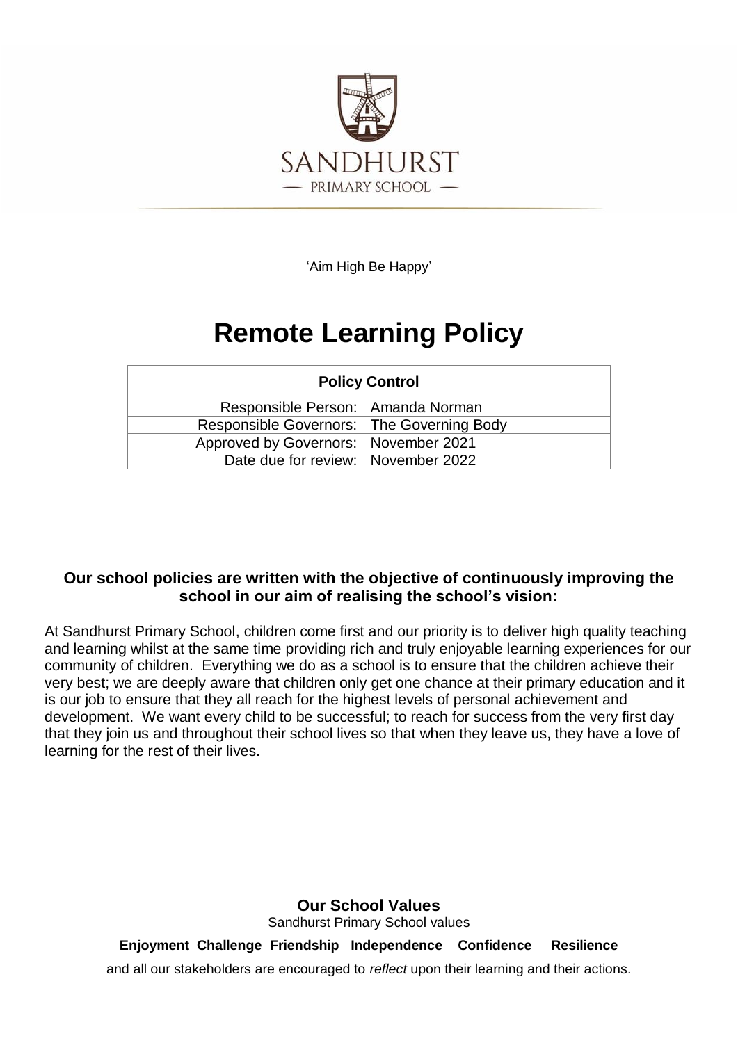SANDHURST

— PRIMARY SCHOOL —

'Aim High Be Happy'

# Remote Learning Policy

| Policy Control | |
|---|---|
| Responsible Person: | Amanda Norman |
| Responsible Governors: | The Governing Body |
| Approved by Governors: | November 2021 |
| Date due for review: | November 2022 |

### Our school policies are written with the objective of continuously improving the school in our aim of realising the school's vision:

At Sandhurst Primary School, children come first and our priority is to deliver high quality teaching and learning whilst at the same time providing rich and truly enjoyable learning experiences for our community of children. Everything we do as a school is to ensure that the children achieve their very best; we are deeply aware that children only get one chance at their primary education and it is our job to ensure that they all reach for the highest levels of personal achievement and development. We want every child to be successful; to reach for success from the very first day that they join us and throughout their school lives so that when they leave us, they have a love of learning for the rest of their lives.

### Our School Values

Sandhurst Primary School values

**Enjoyment Challenge Friendship Independence Confidence Resilience**

and all our stakeholders are encouraged to *reflect* upon their learning and their actions.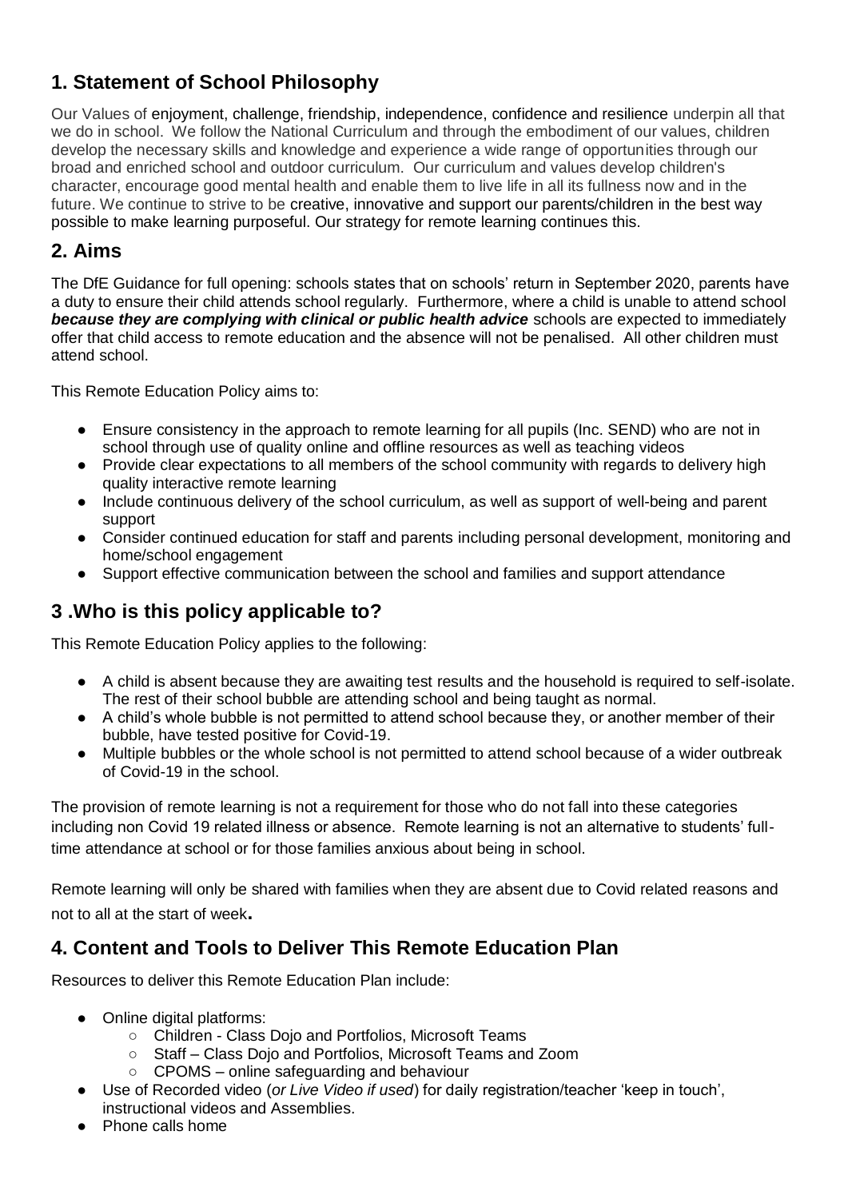## 1. Statement of School Philosophy

Our Values of enjoyment, challenge, friendship, independence, confidence and resilience underpin all that we do in school. We follow the National Curriculum and through the embodiment of our values, children develop the necessary skills and knowledge and experience a wide range of opportunities through our broad and enriched school and outdoor curriculum. Our curriculum and values develop children's character, encourage good mental health and enable them to live life in all its fullness now and in the future. We continue to strive to be creative, innovative and support our parents/children in the best way possible to make learning purposeful. Our strategy for remote learning continues this.

## 2. Aims

The DfE Guidance for full opening: schools states that on schools' return in September 2020, parents have a duty to ensure their child attends school regularly. Furthermore, where a child is unable to attend school ***because they are complying with clinical or public health advice*** schools are expected to immediately offer that child access to remote education and the absence will not be penalised. All other children must attend school.

This Remote Education Policy aims to:

- Ensure consistency in the approach to remote learning for all pupils (Inc. SEND) who are not in school through use of quality online and offline resources as well as teaching videos
- Provide clear expectations to all members of the school community with regards to delivery high quality interactive remote learning
- Include continuous delivery of the school curriculum, as well as support of well-being and parent support
- Consider continued education for staff and parents including personal development, monitoring and home/school engagement
- Support effective communication between the school and families and support attendance

## 3 .Who is this policy applicable to?

This Remote Education Policy applies to the following:

- A child is absent because they are awaiting test results and the household is required to self-isolate. The rest of their school bubble are attending school and being taught as normal.
- A child's whole bubble is not permitted to attend school because they, or another member of their bubble, have tested positive for Covid-19.
- Multiple bubbles or the whole school is not permitted to attend school because of a wider outbreak of Covid-19 in the school.

The provision of remote learning is not a requirement for those who do not fall into these categories including non Covid 19 related illness or absence. Remote learning is not an alternative to students' full-time attendance at school or for those families anxious about being in school.

Remote learning will only be shared with families when they are absent due to Covid related reasons and not to all at the start of week.

## 4. Content and Tools to Deliver This Remote Education Plan

Resources to deliver this Remote Education Plan include:

- Online digital platforms:
  - Children - Class Dojo and Portfolios, Microsoft Teams
  - Staff – Class Dojo and Portfolios, Microsoft Teams and Zoom
  - CPOMS – online safeguarding and behaviour
- Use of Recorded video (*or Live Video if used*) for daily registration/teacher 'keep in touch', instructional videos and Assemblies.
- Phone calls home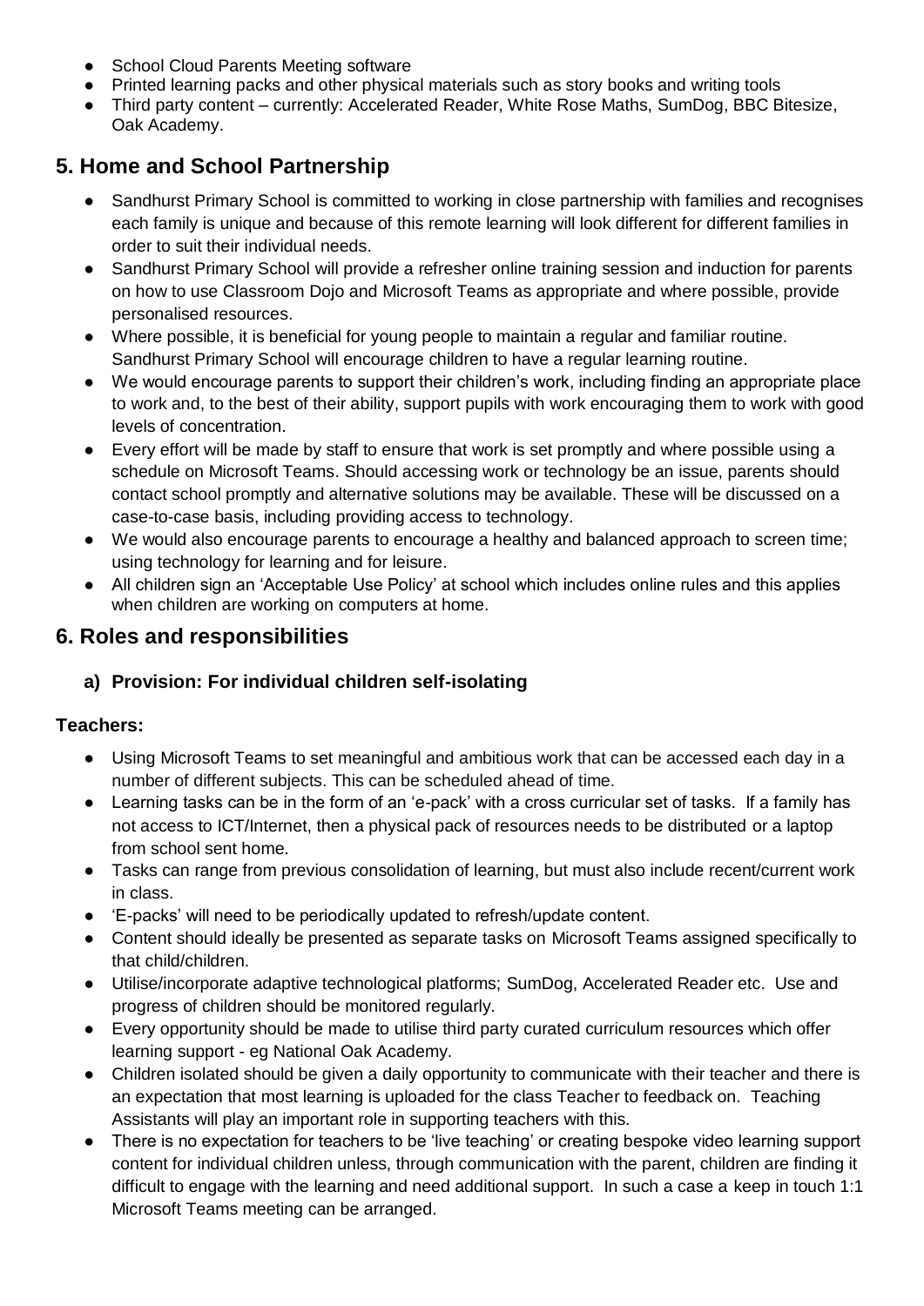- School Cloud Parents Meeting software
- Printed learning packs and other physical materials such as story books and writing tools
- Third party content – currently: Accelerated Reader, White Rose Maths, SumDog, BBC Bitesize, Oak Academy.

## 5. Home and School Partnership

- Sandhurst Primary School is committed to working in close partnership with families and recognises each family is unique and because of this remote learning will look different for different families in order to suit their individual needs.
- Sandhurst Primary School will provide a refresher online training session and induction for parents on how to use Classroom Dojo and Microsoft Teams as appropriate and where possible, provide personalised resources.
- Where possible, it is beneficial for young people to maintain a regular and familiar routine. Sandhurst Primary School will encourage children to have a regular learning routine.
- We would encourage parents to support their children's work, including finding an appropriate place to work and, to the best of their ability, support pupils with work encouraging them to work with good levels of concentration.
- Every effort will be made by staff to ensure that work is set promptly and where possible using a schedule on Microsoft Teams. Should accessing work or technology be an issue, parents should contact school promptly and alternative solutions may be available. These will be discussed on a case-to-case basis, including providing access to technology.
- We would also encourage parents to encourage a healthy and balanced approach to screen time; using technology for learning and for leisure.
- All children sign an 'Acceptable Use Policy' at school which includes online rules and this applies when children are working on computers at home.

## 6. Roles and responsibilities

### a) Provision: For individual children self-isolating

**Teachers:**

- Using Microsoft Teams to set meaningful and ambitious work that can be accessed each day in a number of different subjects. This can be scheduled ahead of time.
- Learning tasks can be in the form of an 'e-pack' with a cross curricular set of tasks. If a family has not access to ICT/Internet, then a physical pack of resources needs to be distributed or a laptop from school sent home.
- Tasks can range from previous consolidation of learning, but must also include recent/current work in class.
- 'E-packs' will need to be periodically updated to refresh/update content.
- Content should ideally be presented as separate tasks on Microsoft Teams assigned specifically to that child/children.
- Utilise/incorporate adaptive technological platforms; SumDog, Accelerated Reader etc. Use and progress of children should be monitored regularly.
- Every opportunity should be made to utilise third party curated curriculum resources which offer learning support - eg National Oak Academy.
- Children isolated should be given a daily opportunity to communicate with their teacher and there is an expectation that most learning is uploaded for the class Teacher to feedback on. Teaching Assistants will play an important role in supporting teachers with this.
- There is no expectation for teachers to be 'live teaching' or creating bespoke video learning support content for individual children unless, through communication with the parent, children are finding it difficult to engage with the learning and need additional support. In such a case a keep in touch 1:1 Microsoft Teams meeting can be arranged.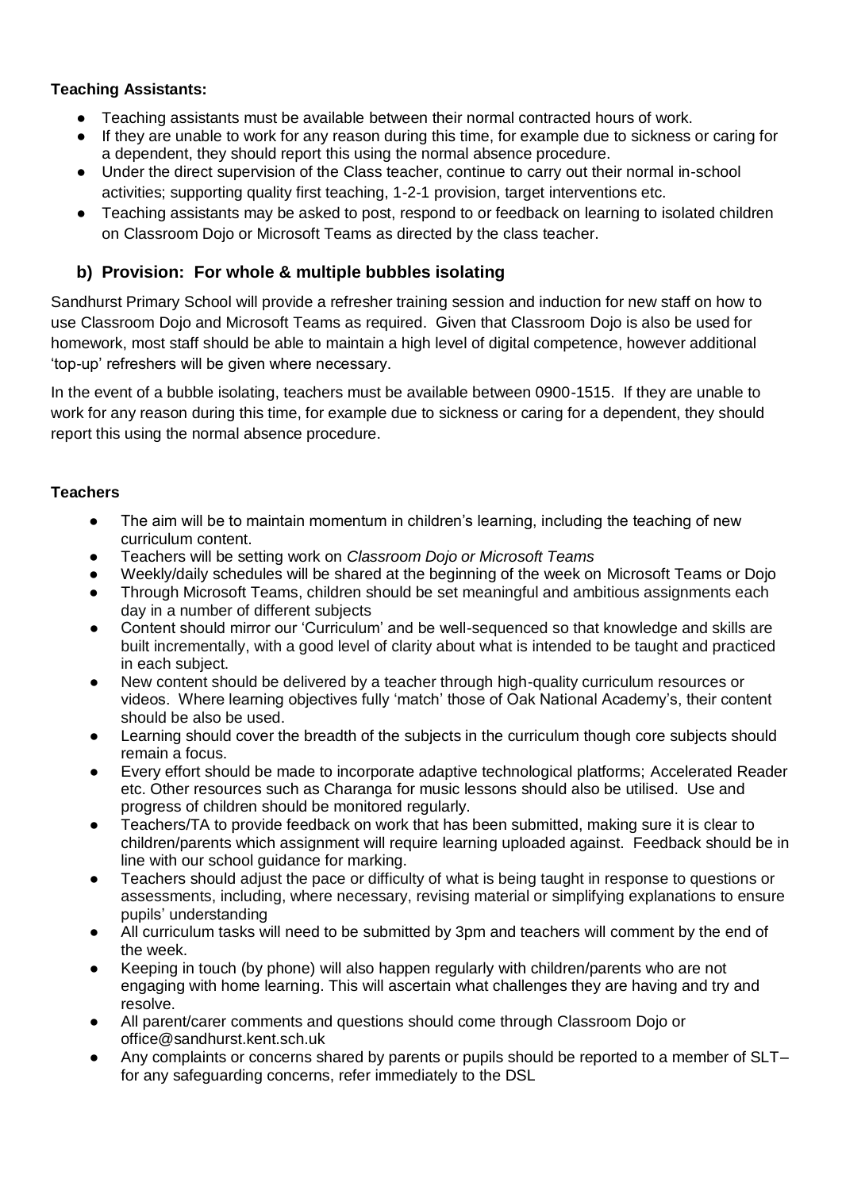**Teaching Assistants:**

- Teaching assistants must be available between their normal contracted hours of work.
- If they are unable to work for any reason during this time, for example due to sickness or caring for a dependent, they should report this using the normal absence procedure.
- Under the direct supervision of the Class teacher, continue to carry out their normal in-school activities; supporting quality first teaching, 1-2-1 provision, target interventions etc.
- Teaching assistants may be asked to post, respond to or feedback on learning to isolated children on Classroom Dojo or Microsoft Teams as directed by the class teacher.

## b) Provision: For whole & multiple bubbles isolating

Sandhurst Primary School will provide a refresher training session and induction for new staff on how to use Classroom Dojo and Microsoft Teams as required. Given that Classroom Dojo is also be used for homework, most staff should be able to maintain a high level of digital competence, however additional 'top-up' refreshers will be given where necessary.

In the event of a bubble isolating, teachers must be available between 0900-1515. If they are unable to work for any reason during this time, for example due to sickness or caring for a dependent, they should report this using the normal absence procedure.

**Teachers**

- The aim will be to maintain momentum in children's learning, including the teaching of new curriculum content.
- Teachers will be setting work on *Classroom Dojo or Microsoft Teams*
- Weekly/daily schedules will be shared at the beginning of the week on Microsoft Teams or Dojo
- Through Microsoft Teams, children should be set meaningful and ambitious assignments each day in a number of different subjects
- Content should mirror our 'Curriculum' and be well-sequenced so that knowledge and skills are built incrementally, with a good level of clarity about what is intended to be taught and practiced in each subject.
- New content should be delivered by a teacher through high-quality curriculum resources or videos. Where learning objectives fully 'match' those of Oak National Academy's, their content should be also be used.
- Learning should cover the breadth of the subjects in the curriculum though core subjects should remain a focus.
- Every effort should be made to incorporate adaptive technological platforms; Accelerated Reader etc. Other resources such as Charanga for music lessons should also be utilised. Use and progress of children should be monitored regularly.
- Teachers/TA to provide feedback on work that has been submitted, making sure it is clear to children/parents which assignment will require learning uploaded against. Feedback should be in line with our school guidance for marking.
- Teachers should adjust the pace or difficulty of what is being taught in response to questions or assessments, including, where necessary, revising material or simplifying explanations to ensure pupils' understanding
- All curriculum tasks will need to be submitted by 3pm and teachers will comment by the end of the week.
- Keeping in touch (by phone) will also happen regularly with children/parents who are not engaging with home learning. This will ascertain what challenges they are having and try and resolve.
- All parent/carer comments and questions should come through Classroom Dojo or office@sandhurst.kent.sch.uk
- Any complaints or concerns shared by parents or pupils should be reported to a member of SLT– for any safeguarding concerns, refer immediately to the DSL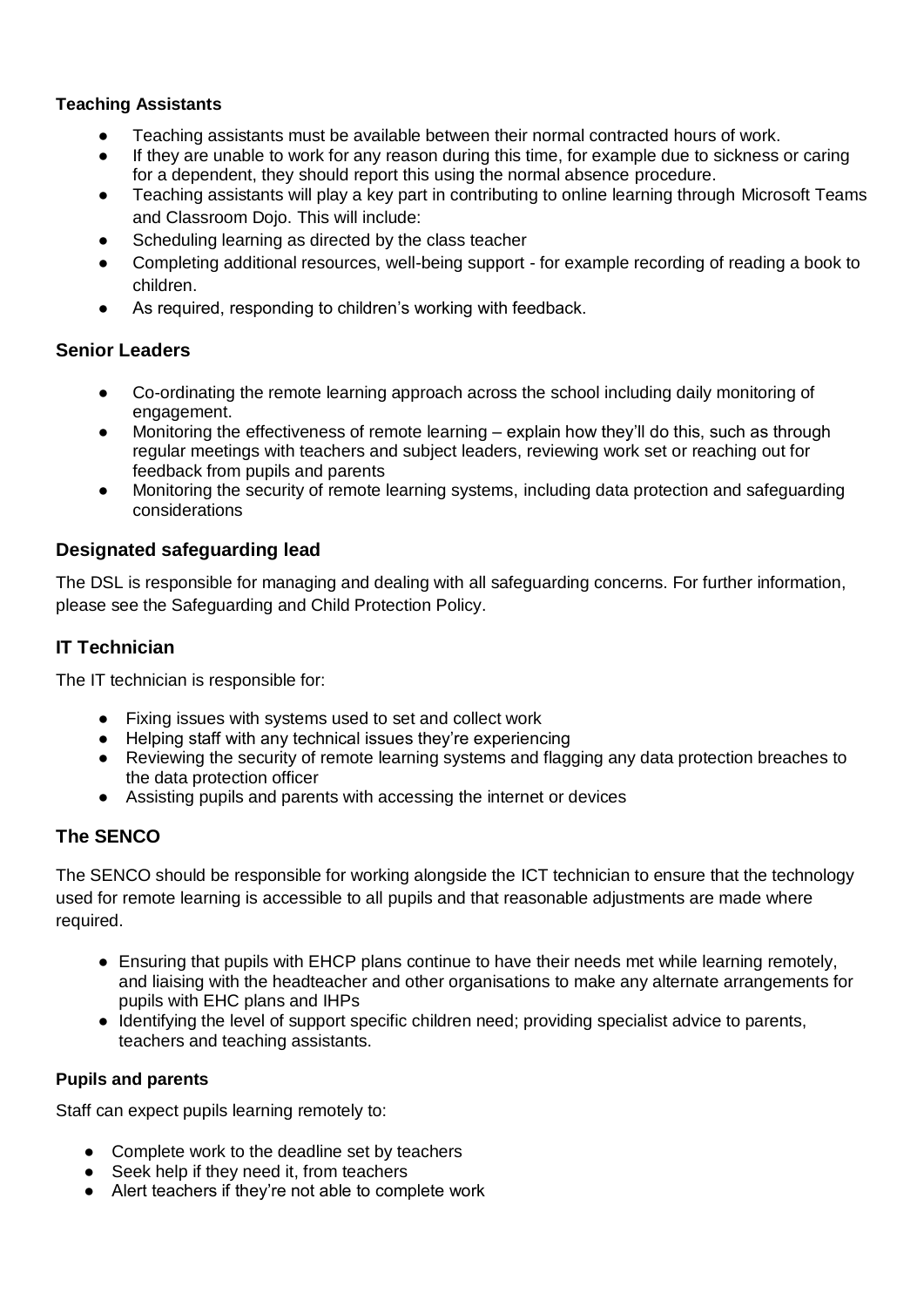**Teaching Assistants**

- Teaching assistants must be available between their normal contracted hours of work.
- If they are unable to work for any reason during this time, for example due to sickness or caring for a dependent, they should report this using the normal absence procedure.
- Teaching assistants will play a key part in contributing to online learning through Microsoft Teams and Classroom Dojo. This will include:
- Scheduling learning as directed by the class teacher
- Completing additional resources, well-being support - for example recording of reading a book to children.
- As required, responding to children's working with feedback.

## Senior Leaders

- Co-ordinating the remote learning approach across the school including daily monitoring of engagement.
- Monitoring the effectiveness of remote learning – explain how they'll do this, such as through regular meetings with teachers and subject leaders, reviewing work set or reaching out for feedback from pupils and parents
- Monitoring the security of remote learning systems, including data protection and safeguarding considerations

## Designated safeguarding lead

The DSL is responsible for managing and dealing with all safeguarding concerns. For further information, please see the Safeguarding and Child Protection Policy.

## IT Technician

The IT technician is responsible for:

- Fixing issues with systems used to set and collect work
- Helping staff with any technical issues they're experiencing
- Reviewing the security of remote learning systems and flagging any data protection breaches to the data protection officer
- Assisting pupils and parents with accessing the internet or devices

## The SENCO

The SENCO should be responsible for working alongside the ICT technician to ensure that the technology used for remote learning is accessible to all pupils and that reasonable adjustments are made where required.

- Ensuring that pupils with EHCP plans continue to have their needs met while learning remotely, and liaising with the headteacher and other organisations to make any alternate arrangements for pupils with EHC plans and IHPs
- Identifying the level of support specific children need; providing specialist advice to parents, teachers and teaching assistants.

**Pupils and parents**

Staff can expect pupils learning remotely to:

- Complete work to the deadline set by teachers
- Seek help if they need it, from teachers
- Alert teachers if they're not able to complete work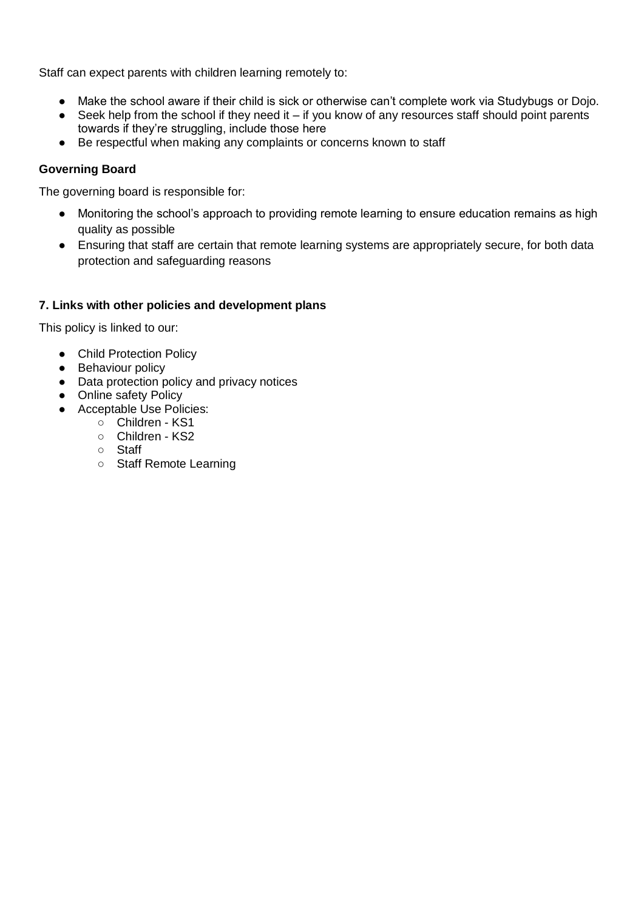Staff can expect parents with children learning remotely to:

- Make the school aware if their child is sick or otherwise can't complete work via Studybugs or Dojo.
- Seek help from the school if they need it – if you know of any resources staff should point parents towards if they're struggling, include those here
- Be respectful when making any complaints or concerns known to staff

**Governing Board**

The governing board is responsible for:

- Monitoring the school's approach to providing remote learning to ensure education remains as high quality as possible
- Ensuring that staff are certain that remote learning systems are appropriately secure, for both data protection and safeguarding reasons

### 7. Links with other policies and development plans

This policy is linked to our:

- Child Protection Policy
- Behaviour policy
- Data protection policy and privacy notices
- Online safety Policy
- Acceptable Use Policies:
  - Children - KS1
  - Children - KS2
  - Staff
  - Staff Remote Learning